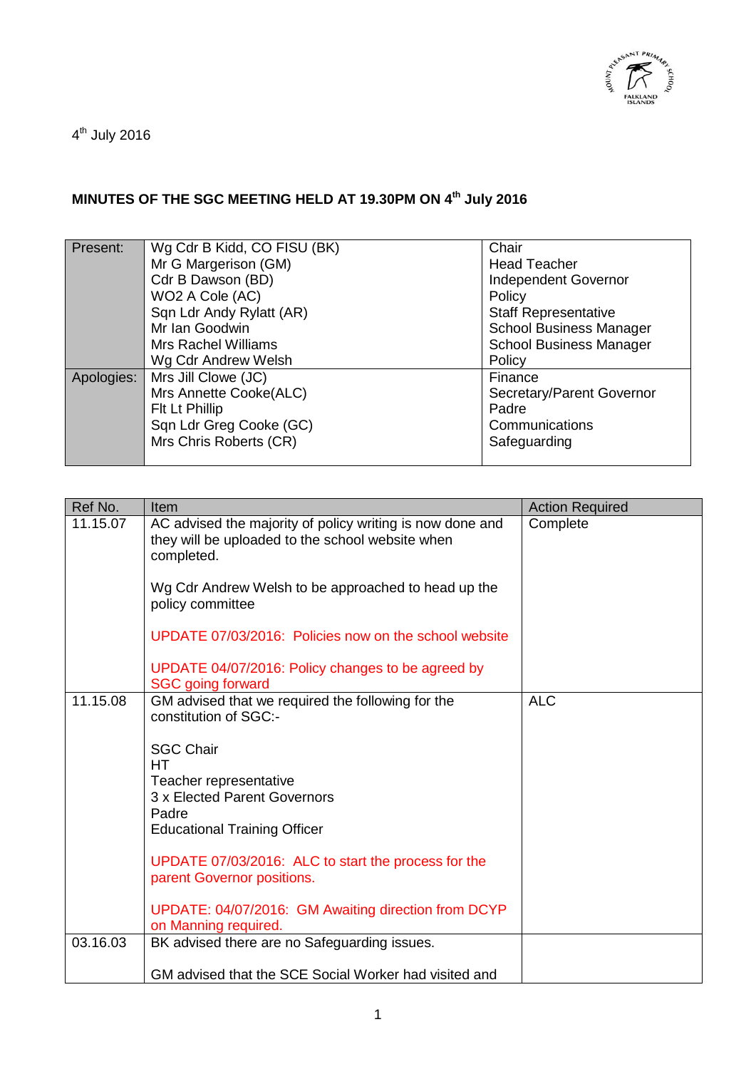4th July 2016

**MINUTES OF THE SGC MEETING HELD AT 19.30PM ON 4th July 2016**

| | | |
|---|---|---|
| Present: | Wg Cdr B Kidd, CO FISU (BK)<br>Mr G Margerison (GM)<br>Cdr B Dawson (BD)<br>WO2 A Cole (AC)<br>Sqn Ldr Andy Rylatt (AR)<br>Mr Ian Goodwin<br>Mrs Rachel Williams<br>Wg Cdr Andrew Welsh | Chair<br>Head Teacher<br>Independent Governor<br>Policy<br>Staff Representative<br>School Business Manager<br>School Business Manager<br>Policy |
| Apologies: | Mrs Jill Clowe (JC)<br>Mrs Annette Cooke(ALC)<br>Flt Lt Phillip<br>Sqn Ldr Greg Cooke (GC)<br>Mrs Chris Roberts (CR) | Finance<br>Secretary/Parent Governor<br>Padre<br>Communications<br>Safeguarding |

| Ref No. | Item | Action Required |
|---|---|---|
| 11.15.07 | AC advised the majority of policy writing is now done and they will be uploaded to the school website when completed.<br><br>Wg Cdr Andrew Welsh to be approached to head up the policy committee<br><br>UPDATE 07/03/2016: Policies now on the school website<br><br>UPDATE 04/07/2016: Policy changes to be agreed by SGC going forward | Complete |
| 11.15.08 | GM advised that we required the following for the constitution of SGC:-<br><br>SGC Chair<br>HT<br>Teacher representative<br>3 x Elected Parent Governors<br>Padre<br>Educational Training Officer<br><br>UPDATE 07/03/2016: ALC to start the process for the parent Governor positions.<br><br>UPDATE: 04/07/2016: GM Awaiting direction from DCYP on Manning required. | ALC |
| 03.16.03 | BK advised there are no Safeguarding issues.<br><br>GM advised that the SCE Social Worker had visited and | |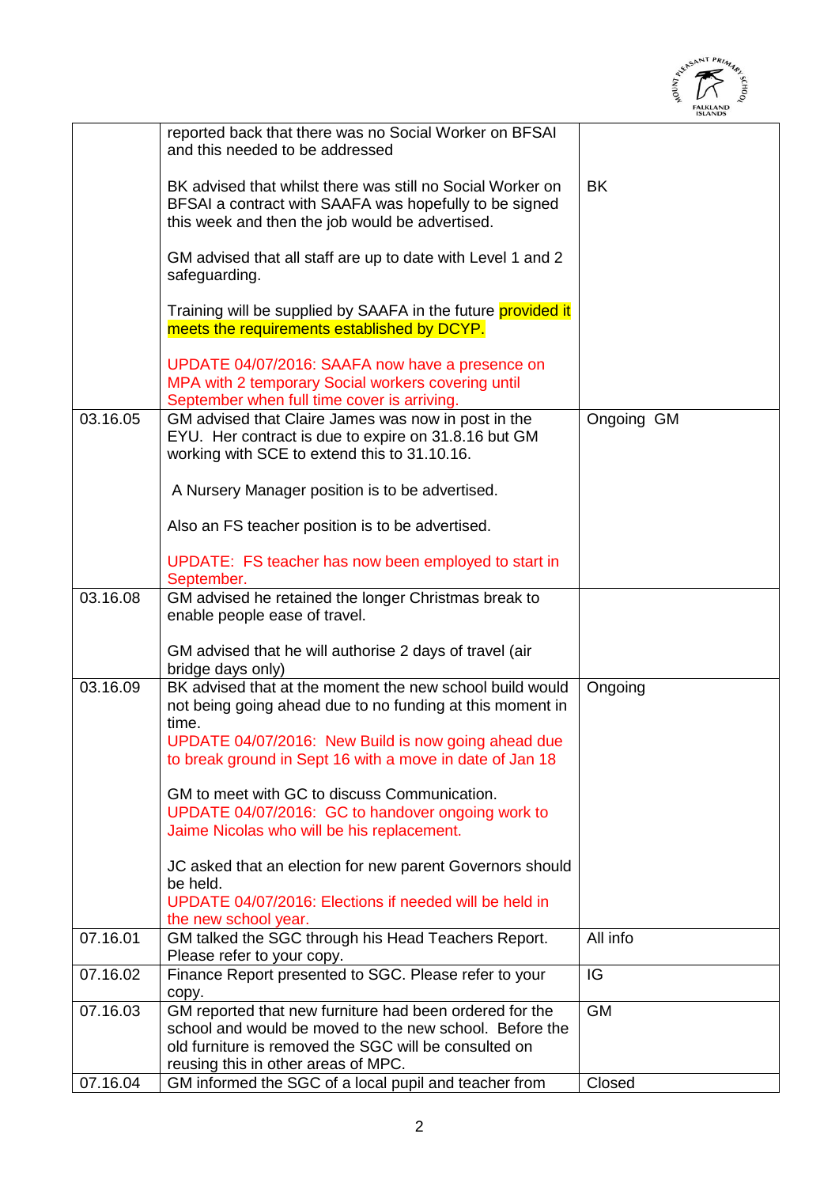| | | |
|---|---|---|
| | reported back that there was no Social Worker on BFSAI and this needed to be addressed<br><br>BK advised that whilst there was still no Social Worker on BFSAI a contract with SAAFA was hopefully to be signed this week and then the job would be advertised.<br><br>GM advised that all staff are up to date with Level 1 and 2 safeguarding.<br><br>Training will be supplied by SAAFA in the future provided it meets the requirements established by DCYP.<br><br>UPDATE 04/07/2016: SAAFA now have a presence on MPA with 2 temporary Social workers covering until September when full time cover is arriving. | <br><br>BK |
| 03.16.05 | GM advised that Claire James was now in post in the EYU. Her contract is due to expire on 31.8.16 but GM working with SCE to extend this to 31.10.16.<br><br>A Nursery Manager position is to be advertised.<br><br>Also an FS teacher position is to be advertised.<br><br>UPDATE: FS teacher has now been employed to start in September. | Ongoing GM |
| 03.16.08 | GM advised he retained the longer Christmas break to enable people ease of travel.<br><br>GM advised that he will authorise 2 days of travel (air bridge days only) | |
| 03.16.09 | BK advised that at the moment the new school build would not being going ahead due to no funding at this moment in time.<br>UPDATE 04/07/2016: New Build is now going ahead due to break ground in Sept 16 with a move in date of Jan 18<br><br>GM to meet with GC to discuss Communication.<br>UPDATE 04/07/2016: GC to handover ongoing work to Jaime Nicolas who will be his replacement.<br><br>JC asked that an election for new parent Governors should be held.<br>UPDATE 04/07/2016: Elections if needed will be held in the new school year. | Ongoing |
| 07.16.01 | GM talked the SGC through his Head Teachers Report. Please refer to your copy. | All info |
| 07.16.02 | Finance Report presented to SGC. Please refer to your copy. | IG |
| 07.16.03 | GM reported that new furniture had been ordered for the school and would be moved to the new school. Before the old furniture is removed the SGC will be consulted on reusing this in other areas of MPC. | GM |
| 07.16.04 | GM informed the SGC of a local pupil and teacher from | Closed |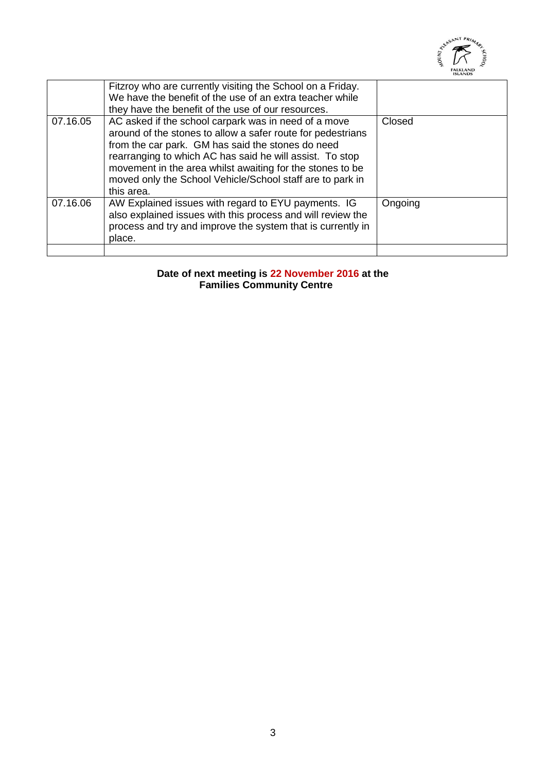| | | |
|---|---|---|
| | Fitzroy who are currently visiting the School on a Friday. We have the benefit of the use of an extra teacher while they have the benefit of the use of our resources. | |
| 07.16.05 | AC asked if the school carpark was in need of a move around of the stones to allow a safer route for pedestrians from the car park. GM has said the stones do need rearranging to which AC has said he will assist. To stop movement in the area whilst awaiting for the stones to be moved only the School Vehicle/School staff are to park in this area. | Closed |
| 07.16.06 | AW Explained issues with regard to EYU payments. IG also explained issues with this process and will review the process and try and improve the system that is currently in place. | Ongoing |
| | | |

**Date of next meeting is 22 November 2016 at the Families Community Centre**